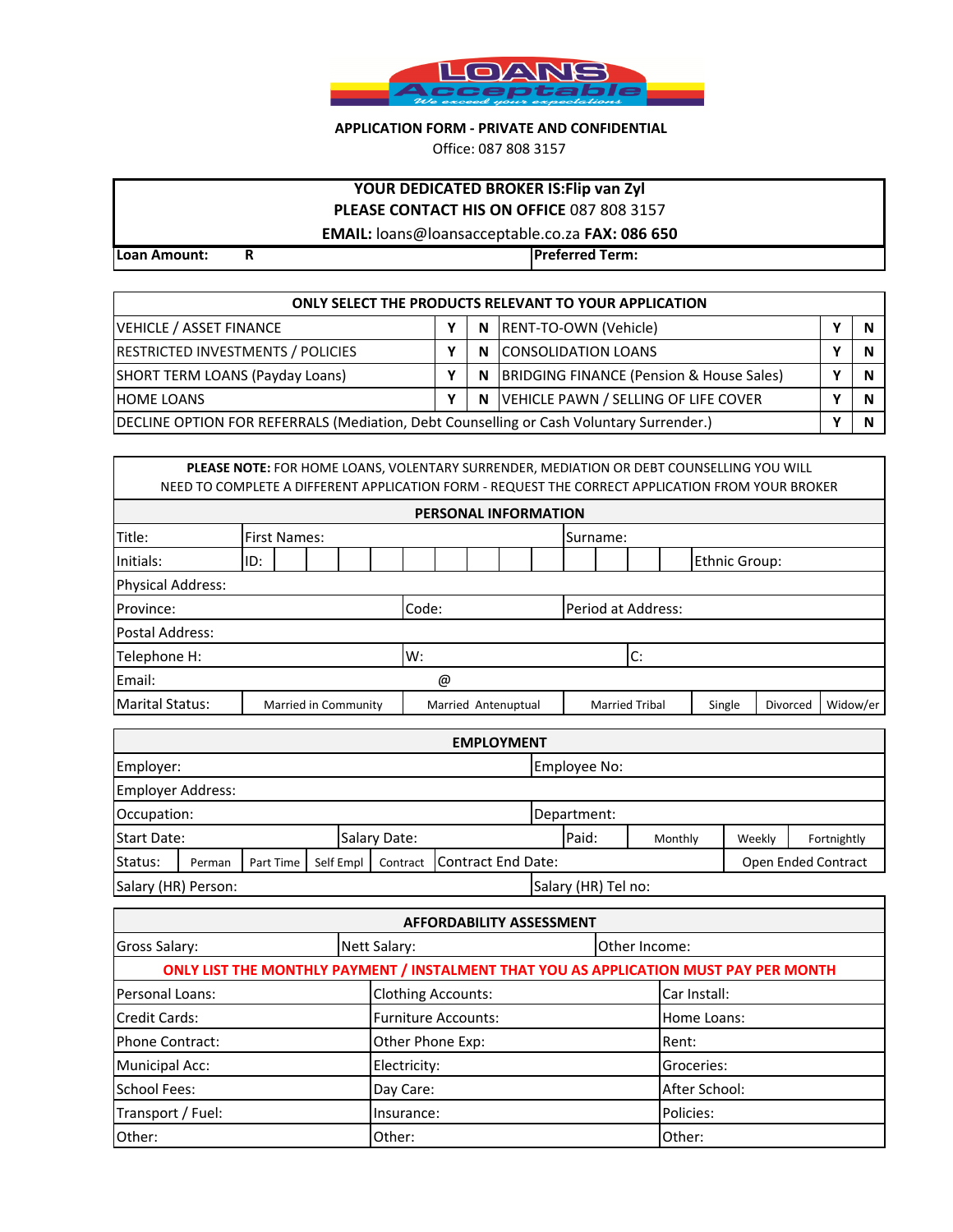LOANS Acceptable
*We exceed your expectations*

**APPLICATION FORM - PRIVATE AND CONFIDENTIAL**

Office: 087 808 3157

**YOUR DEDICATED BROKER IS:Flip van Zyl**
**PLEASE CONTACT HIS ON OFFICE** 087 808 3157
**EMAIL:** loans@loansacceptable.co.za **FAX: 086 650**

| **Loan Amount:** **R** | **Preferred Term:** |
|---|---|

| ONLY SELECT THE PRODUCTS RELEVANT TO YOUR APPLICATION | | | | | |
|---|---|---|---|---|---|
| VEHICLE / ASSET FINANCE | Y | N | RENT-TO-OWN (Vehicle) | Y | N |
| RESTRICTED INVESTMENTS / POLICIES | Y | N | CONSOLIDATION LOANS | Y | N |
| SHORT TERM LOANS (Payday Loans) | Y | N | BRIDGING FINANCE (Pension & House Sales) | Y | N |
| HOME LOANS | Y | N | VEHICLE PAWN / SELLING OF LIFE COVER | Y | N |
| DECLINE OPTION FOR REFERRALS (Mediation, Debt Counselling or Cash Voluntary Surrender.) | | | | Y | N |

**PLEASE NOTE:** FOR HOME LOANS, VOLENTARY SURRENDER, MEDIATION OR DEBT COUNSELLING YOU WILL NEED TO COMPLETE A DIFFERENT APPLICATION FORM - REQUEST THE CORRECT APPLICATION FROM YOUR BROKER

## PERSONAL INFORMATION

| | | | | | |
|---|---|---|---|---|---|
| Title: | First Names: | | Surname: | | |
| Initials: | ID: | | | Ethnic Group: | |
| Physical Address: | | | | | |
| Province: | | Code: | Period at Address: | | |
| Postal Address: | | | | | |
| Telephone H: | | W: | C: | | |
| Email: | @ | | | | |
| Marital Status: | Married in Community | Married Antenuptual | Married Tribal | Single | Divorced / Widow/er |

## EMPLOYMENT

| | | | | | | |
|---|---|---|---|---|---|---|
| Employer: | | | Employee No: | | | |
| Employer Address: | | | | | | |
| Occupation: | | | Department: | | | |
| Start Date: | Salary Date: | | Paid: | Monthly | Weekly | Fortnightly |
| Status: | Perman / Part Time / Self Empl / Contract | Contract End Date: | | | Open Ended Contract | |
| Salary (HR) Person: | | | Salary (HR) Tel no: | | | |

## AFFORDABILITY ASSESSMENT

| Gross Salary: | Nett Salary: | Other Income: |
|---|---|---|

**ONLY LIST THE MONTHLY PAYMENT / INSTALMENT THAT YOU AS APPLICATION MUST PAY PER MONTH**

| | | |
|---|---|---|
| Personal Loans: | Clothing Accounts: | Car Install: |
| Credit Cards: | Furniture Accounts: | Home Loans: |
| Phone Contract: | Other Phone Exp: | Rent: |
| Municipal Acc: | Electricity: | Groceries: |
| School Fees: | Day Care: | After School: |
| Transport / Fuel: | Insurance: | Policies: |
| Other: | Other: | Other: |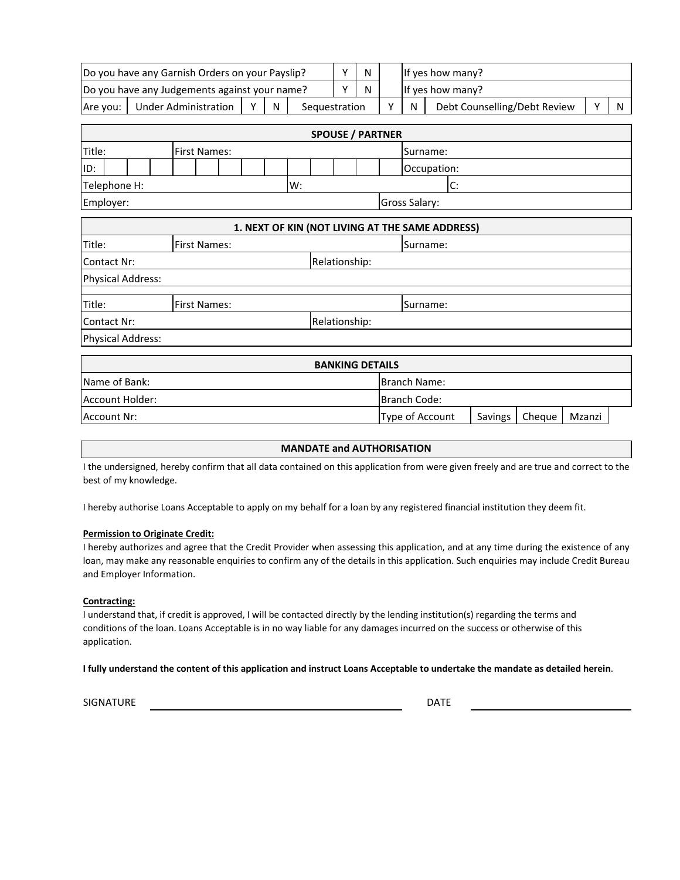| | | | | | | | | | | | | |
|---|---|---|---|---|---|---|---|---|---|---|---|---|
| Do you have any Garnish Orders on your Payslip? | | | | | Y | N | | If yes how many? | | | | |
| Do you have any Judgements against your name? | | | | | Y | N | | If yes how many? | | | | |
| Are you: | Under Administration | Y | N | Sequestration | Y | N | | Debt Counselling/Debt Review | | | Y | N |

| SPOUSE / PARTNER | | | |
|---|---|---|---|
| Title: | First Names: | | Surname: |
| ID: | | | Occupation: |
| Telephone H: | W: | | C: |
| Employer: | | Gross Salary: | |

| 1. NEXT OF KIN (NOT LIVING AT THE SAME ADDRESS) | | |
|---|---|---|
| Title: | First Names: | Surname: |
| Contact Nr: | Relationship: | |
| Physical Address: | | |
| | | |
| Title: | First Names: | Surname: |
| Contact Nr: | Relationship: | |
| Physical Address: | | |

| BANKING DETAILS | | | | |
|---|---|---|---|---|
| Name of Bank: | Branch Name: | | | |
| Account Holder: | Branch Code: | | | |
| Account Nr: | Type of Account | Savings | Cheque | Mzanzi |

## MANDATE and AUTHORISATION

I the undersigned, hereby confirm that all data contained on this application from were given freely and are true and correct to the best of my knowledge.

I hereby authorise Loans Acceptable to apply on my behalf for a loan by any registered financial institution they deem fit.

**Permission to Originate Credit:**

I hereby authorizes and agree that the Credit Provider when assessing this application, and at any time during the existence of any loan, may make any reasonable enquiries to confirm any of the details in this application. Such enquiries may include Credit Bureau and Employer Information.

**Contracting:**

I understand that, if credit is approved, I will be contacted directly by the lending institution(s) regarding the terms and conditions of the loan. Loans Acceptable is in no way liable for any damages incurred on the success or otherwise of this application.

**I fully understand the content of this application and instruct Loans Acceptable to undertake the mandate as detailed herein**.

SIGNATURE ______________________________ DATE ____________________